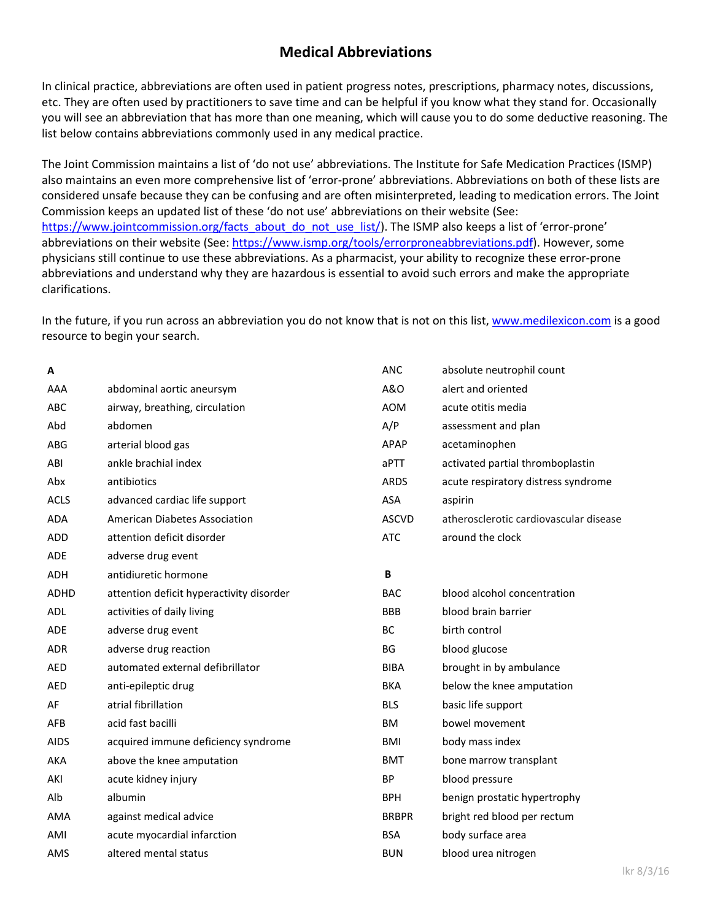# Medical Abbreviations

In clinical practice, abbreviations are often used in patient progress notes, prescriptions, pharmacy notes, discussions, etc. They are often used by practitioners to save time and can be helpful if you know what they stand for. Occasionally you will see an abbreviation that has more than one meaning, which will cause you to do some deductive reasoning. The list below contains abbreviations commonly used in any medical practice.

The Joint Commission maintains a list of 'do not use' abbreviations. The Institute for Safe Medication Practices (ISMP) also maintains an even more comprehensive list of 'error-prone' abbreviations. Abbreviations on both of these lists are considered unsafe because they can be confusing and are often misinterpreted, leading to medication errors. The Joint Commission keeps an updated list of these 'do not use' abbreviations on their website (See: https://www.jointcommission.org/facts_about_do_not_use_list/). The ISMP also keeps a list of 'error-prone' abbreviations on their website (See: https://www.ismp.org/tools/errorproneabbreviations.pdf). However, some physicians still continue to use these abbreviations. As a pharmacist, your ability to recognize these error-prone abbreviations and understand why they are hazardous is essential to avoid such errors and make the appropriate clarifications.

In the future, if you run across an abbreviation you do not know that is not on this list, www.medilexicon.com is a good resource to begin your search.

| **A** | |
|---|---|
| AAA | abdominal aortic aneurysm |
| ABC | airway, breathing, circulation |
| Abd | abdomen |
| ABG | arterial blood gas |
| ABI | ankle brachial index |
| Abx | antibiotics |
| ACLS | advanced cardiac life support |
| ADA | American Diabetes Association |
| ADD | attention deficit disorder |
| ADE | adverse drug event |
| ADH | antidiuretic hormone |
| ADHD | attention deficit hyperactivity disorder |
| ADL | activities of daily living |
| ADE | adverse drug event |
| ADR | adverse drug reaction |
| AED | automated external defibrillator |
| AED | anti-epileptic drug |
| AF | atrial fibrillation |
| AFB | acid fast bacilli |
| AIDS | acquired immune deficiency syndrome |
| AKA | above the knee amputation |
| AKI | acute kidney injury |
| Alb | albumin |
| AMA | against medical advice |
| AMI | acute myocardial infarction |
| AMS | altered mental status |
| ANC | absolute neutrophil count |
| A&O | alert and oriented |
| AOM | acute otitis media |
| A/P | assessment and plan |
| APAP | acetaminophen |
| aPTT | activated partial thromboplastin |
| ARDS | acute respiratory distress syndrome |
| ASA | aspirin |
| ASCVD | atherosclerotic cardiovascular disease |
| ATC | around the clock |

| **B** | |
|---|---|
| BAC | blood alcohol concentration |
| BBB | blood brain barrier |
| BC | birth control |
| BG | blood glucose |
| BIBA | brought in by ambulance |
| BKA | below the knee amputation |
| BLS | basic life support |
| BM | bowel movement |
| BMI | body mass index |
| BMT | bone marrow transplant |
| BP | blood pressure |
| BPH | benign prostatic hypertrophy |
| BRBPR | bright red blood per rectum |
| BSA | body surface area |
| BUN | blood urea nitrogen |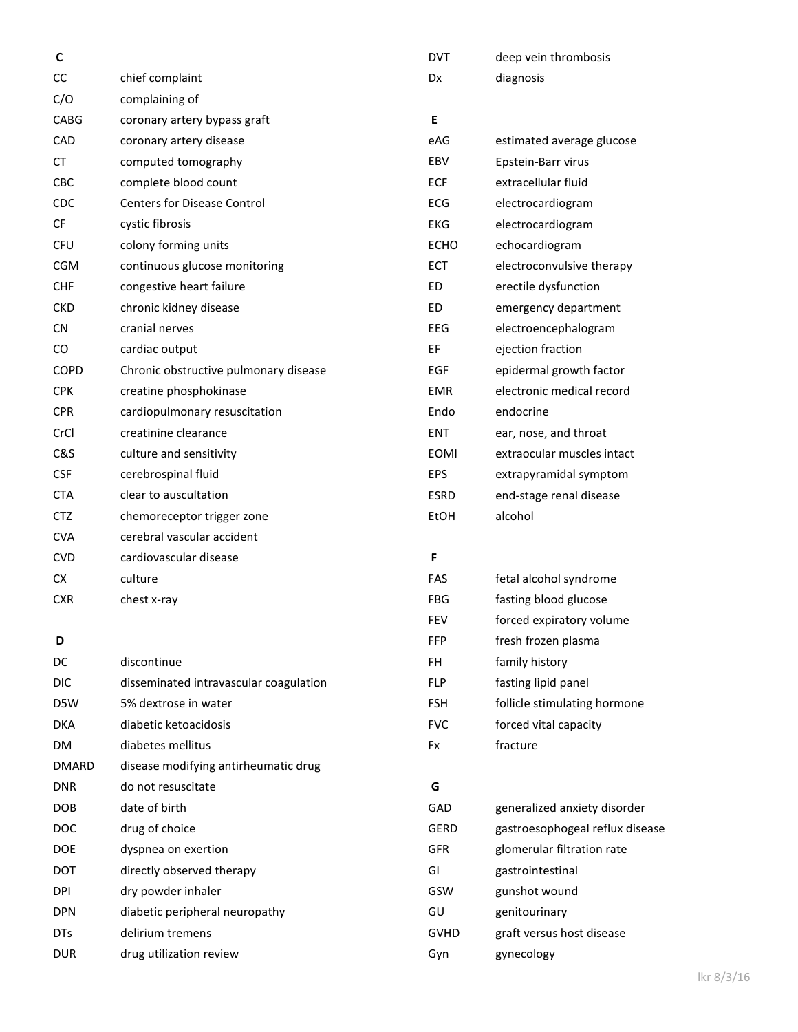**C**

| | |
|---|---|
| CC | chief complaint |
| C/O | complaining of |
| CABG | coronary artery bypass graft |
| CAD | coronary artery disease |
| CT | computed tomography |
| CBC | complete blood count |
| CDC | Centers for Disease Control |
| CF | cystic fibrosis |
| CFU | colony forming units |
| CGM | continuous glucose monitoring |
| CHF | congestive heart failure |
| CKD | chronic kidney disease |
| CN | cranial nerves |
| CO | cardiac output |
| COPD | Chronic obstructive pulmonary disease |
| CPK | creatine phosphokinase |
| CPR | cardiopulmonary resuscitation |
| CrCl | creatinine clearance |
| C&S | culture and sensitivity |
| CSF | cerebrospinal fluid |
| CTA | clear to auscultation |
| CTZ | chemoreceptor trigger zone |
| CVA | cerebral vascular accident |
| CVD | cardiovascular disease |
| CX | culture |
| CXR | chest x-ray |

**D**

| | |
|---|---|
| DC | discontinue |
| DIC | disseminated intravascular coagulation |
| D5W | 5% dextrose in water |
| DKA | diabetic ketoacidosis |
| DM | diabetes mellitus |
| DMARD | disease modifying antirheumatic drug |
| DNR | do not resuscitate |
| DOB | date of birth |
| DOC | drug of choice |
| DOE | dyspnea on exertion |
| DOT | directly observed therapy |
| DPI | dry powder inhaler |
| DPN | diabetic peripheral neuropathy |
| DTs | delirium tremens |
| DUR | drug utilization review |
| DVT | deep vein thrombosis |
| Dx | diagnosis |

**E**

| | |
|---|---|
| eAG | estimated average glucose |
| EBV | Epstein-Barr virus |
| ECF | extracellular fluid |
| ECG | electrocardiogram |
| EKG | electrocardiogram |
| ECHO | echocardiogram |
| ECT | electroconvulsive therapy |
| ED | erectile dysfunction |
| ED | emergency department |
| EEG | electroencephalogram |
| EF | ejection fraction |
| EGF | epidermal growth factor |
| EMR | electronic medical record |
| Endo | endocrine |
| ENT | ear, nose, and throat |
| EOMI | extraocular muscles intact |
| EPS | extrapyramidal symptom |
| ESRD | end-stage renal disease |
| EtOH | alcohol |

**F**

| | |
|---|---|
| FAS | fetal alcohol syndrome |
| FBG | fasting blood glucose |
| FEV | forced expiratory volume |
| FFP | fresh frozen plasma |
| FH | family history |
| FLP | fasting lipid panel |
| FSH | follicle stimulating hormone |
| FVC | forced vital capacity |
| Fx | fracture |

**G**

| | |
|---|---|
| GAD | generalized anxiety disorder |
| GERD | gastroesophogeal reflux disease |
| GFR | glomerular filtration rate |
| GI | gastrointestinal |
| GSW | gunshot wound |
| GU | genitourinary |
| GVHD | graft versus host disease |
| Gyn | gynecology |

lkr 8/3/16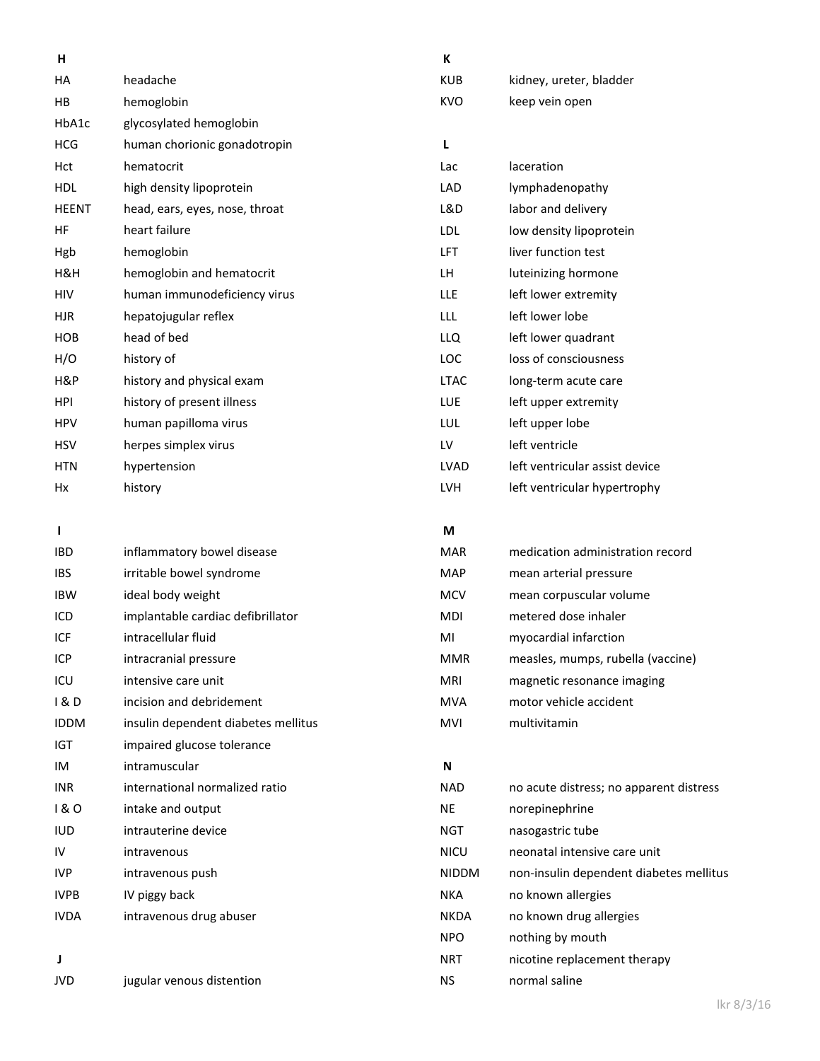## H

| | |
|---|---|
| HA | headache |
| HB | hemoglobin |
| HbA1c | glycosylated hemoglobin |
| HCG | human chorionic gonadotropin |
| Hct | hematocrit |
| HDL | high density lipoprotein |
| HEENT | head, ears, eyes, nose, throat |
| HF | heart failure |
| Hgb | hemoglobin |
| H&H | hemoglobin and hematocrit |
| HIV | human immunodeficiency virus |
| HJR | hepatojugular reflex |
| HOB | head of bed |
| H/O | history of |
| H&P | history and physical exam |
| HPI | history of present illness |
| HPV | human papilloma virus |
| HSV | herpes simplex virus |
| HTN | hypertension |
| Hx | history |

## I

| | |
|---|---|
| IBD | inflammatory bowel disease |
| IBS | irritable bowel syndrome |
| IBW | ideal body weight |
| ICD | implantable cardiac defibrillator |
| ICF | intracellular fluid |
| ICP | intracranial pressure |
| ICU | intensive care unit |
| I & D | incision and debridement |
| IDDM | insulin dependent diabetes mellitus |
| IGT | impaired glucose tolerance |
| IM | intramuscular |
| INR | international normalized ratio |
| I & O | intake and output |
| IUD | intrauterine device |
| IV | intravenous |
| IVP | intravenous push |
| IVPB | IV piggy back |
| IVDA | intravenous drug abuser |

## J

| | |
|---|---|
| JVD | jugular venous distention |

## K

| | |
|---|---|
| KUB | kidney, ureter, bladder |
| KVO | keep vein open |

## L

| | |
|---|---|
| Lac | laceration |
| LAD | lymphadenopathy |
| L&D | labor and delivery |
| LDL | low density lipoprotein |
| LFT | liver function test |
| LH | luteinizing hormone |
| LLE | left lower extremity |
| LLL | left lower lobe |
| LLQ | left lower quadrant |
| LOC | loss of consciousness |
| LTAC | long-term acute care |
| LUE | left upper extremity |
| LUL | left upper lobe |
| LV | left ventricle |
| LVAD | left ventricular assist device |
| LVH | left ventricular hypertrophy |

## M

| | |
|---|---|
| MAR | medication administration record |
| MAP | mean arterial pressure |
| MCV | mean corpuscular volume |
| MDI | metered dose inhaler |
| MI | myocardial infarction |
| MMR | measles, mumps, rubella (vaccine) |
| MRI | magnetic resonance imaging |
| MVA | motor vehicle accident |
| MVI | multivitamin |

## N

| | |
|---|---|
| NAD | no acute distress; no apparent distress |
| NE | norepinephrine |
| NGT | nasogastric tube |
| NICU | neonatal intensive care unit |
| NIDDM | non-insulin dependent diabetes mellitus |
| NKA | no known allergies |
| NKDA | no known drug allergies |
| NPO | nothing by mouth |
| NRT | nicotine replacement therapy |
| NS | normal saline |

lkr 8/3/16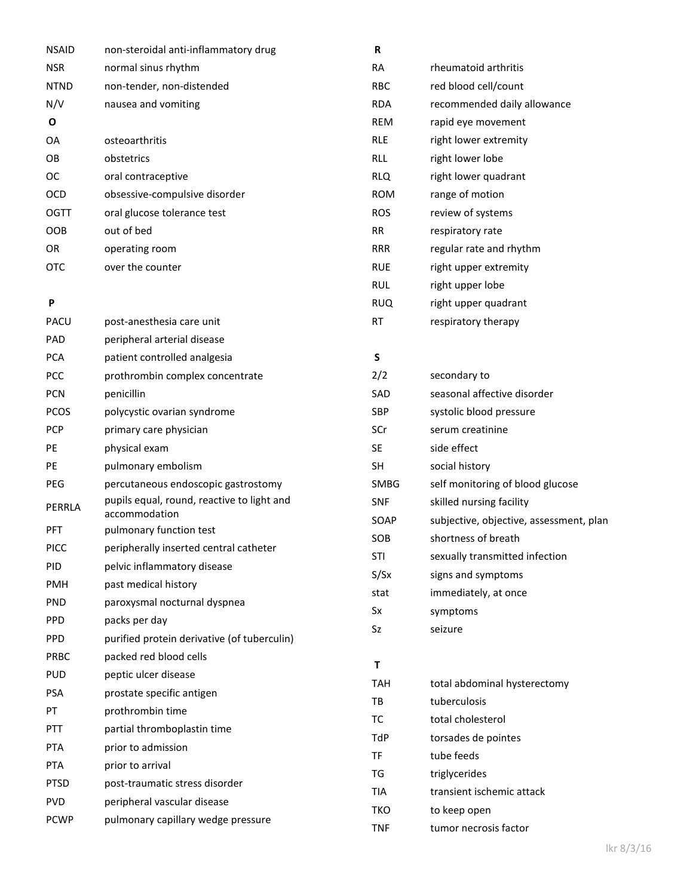| | |
|---|---|
| NSAID | non-steroidal anti-inflammatory drug |
| NSR | normal sinus rhythm |
| NTND | non-tender, non-distended |
| N/V | nausea and vomiting |

**O**

| | |
|---|---|
| OA | osteoarthritis |
| OB | obstetrics |
| OC | oral contraceptive |
| OCD | obsessive-compulsive disorder |
| OGTT | oral glucose tolerance test |
| OOB | out of bed |
| OR | operating room |
| OTC | over the counter |

**P**

| | |
|---|---|
| PACU | post-anesthesia care unit |
| PAD | peripheral arterial disease |
| PCA | patient controlled analgesia |
| PCC | prothrombin complex concentrate |
| PCN | penicillin |
| PCOS | polycystic ovarian syndrome |
| PCP | primary care physician |
| PE | physical exam |
| PE | pulmonary embolism |
| PEG | percutaneous endoscopic gastrostomy |
| PERRLA | pupils equal, round, reactive to light and accommodation |
| PFT | pulmonary function test |
| PICC | peripherally inserted central catheter |
| PID | pelvic inflammatory disease |
| PMH | past medical history |
| PND | paroxysmal nocturnal dyspnea |
| PPD | packs per day |
| PPD | purified protein derivative (of tuberculin) |
| PRBC | packed red blood cells |
| PUD | peptic ulcer disease |
| PSA | prostate specific antigen |
| PT | prothrombin time |
| PTT | partial thromboplastin time |
| PTA | prior to admission |
| PTA | prior to arrival |
| PTSD | post-traumatic stress disorder |
| PVD | peripheral vascular disease |
| PCWP | pulmonary capillary wedge pressure |

**R**

| | |
|---|---|
| RA | rheumatoid arthritis |
| RBC | red blood cell/count |
| RDA | recommended daily allowance |
| REM | rapid eye movement |
| RLE | right lower extremity |
| RLL | right lower lobe |
| RLQ | right lower quadrant |
| ROM | range of motion |
| ROS | review of systems |
| RR | respiratory rate |
| RRR | regular rate and rhythm |
| RUE | right upper extremity |
| RUL | right upper lobe |
| RUQ | right upper quadrant |
| RT | respiratory therapy |

**S**

| | |
|---|---|
| 2/2 | secondary to |
| SAD | seasonal affective disorder |
| SBP | systolic blood pressure |
| SCr | serum creatinine |
| SE | side effect |
| SH | social history |
| SMBG | self monitoring of blood glucose |
| SNF | skilled nursing facility |
| SOAP | subjective, objective, assessment, plan |
| SOB | shortness of breath |
| STI | sexually transmitted infection |
| S/Sx | signs and symptoms |
| stat | immediately, at once |
| Sx | symptoms |
| Sz | seizure |

**T**

| | |
|---|---|
| TAH | total abdominal hysterectomy |
| TB | tuberculosis |
| TC | total cholesterol |
| TdP | torsades de pointes |
| TF | tube feeds |
| TG | triglycerides |
| TIA | transient ischemic attack |
| TKO | to keep open |
| TNF | tumor necrosis factor |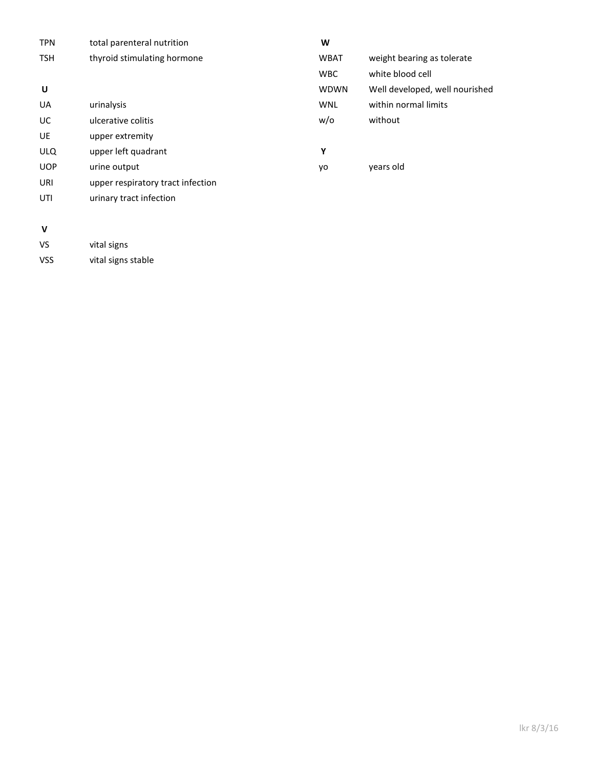| | |
|---|---|
| TPN | total parenteral nutrition |
| TSH | thyroid stimulating hormone |

**U**

| | |
|---|---|
| UA | urinalysis |
| UC | ulcerative colitis |
| UE | upper extremity |
| ULQ | upper left quadrant |
| UOP | urine output |
| URI | upper respiratory tract infection |
| UTI | urinary tract infection |

**V**

| | |
|---|---|
| VS | vital signs |
| VSS | vital signs stable |

**W**

| | |
|---|---|
| WBAT | weight bearing as tolerate |
| WBC | white blood cell |
| WDWN | Well developed, well nourished |
| WNL | within normal limits |
| w/o | without |

**Y**

| | |
|---|---|
| yo | years old |

lkr 8/3/16